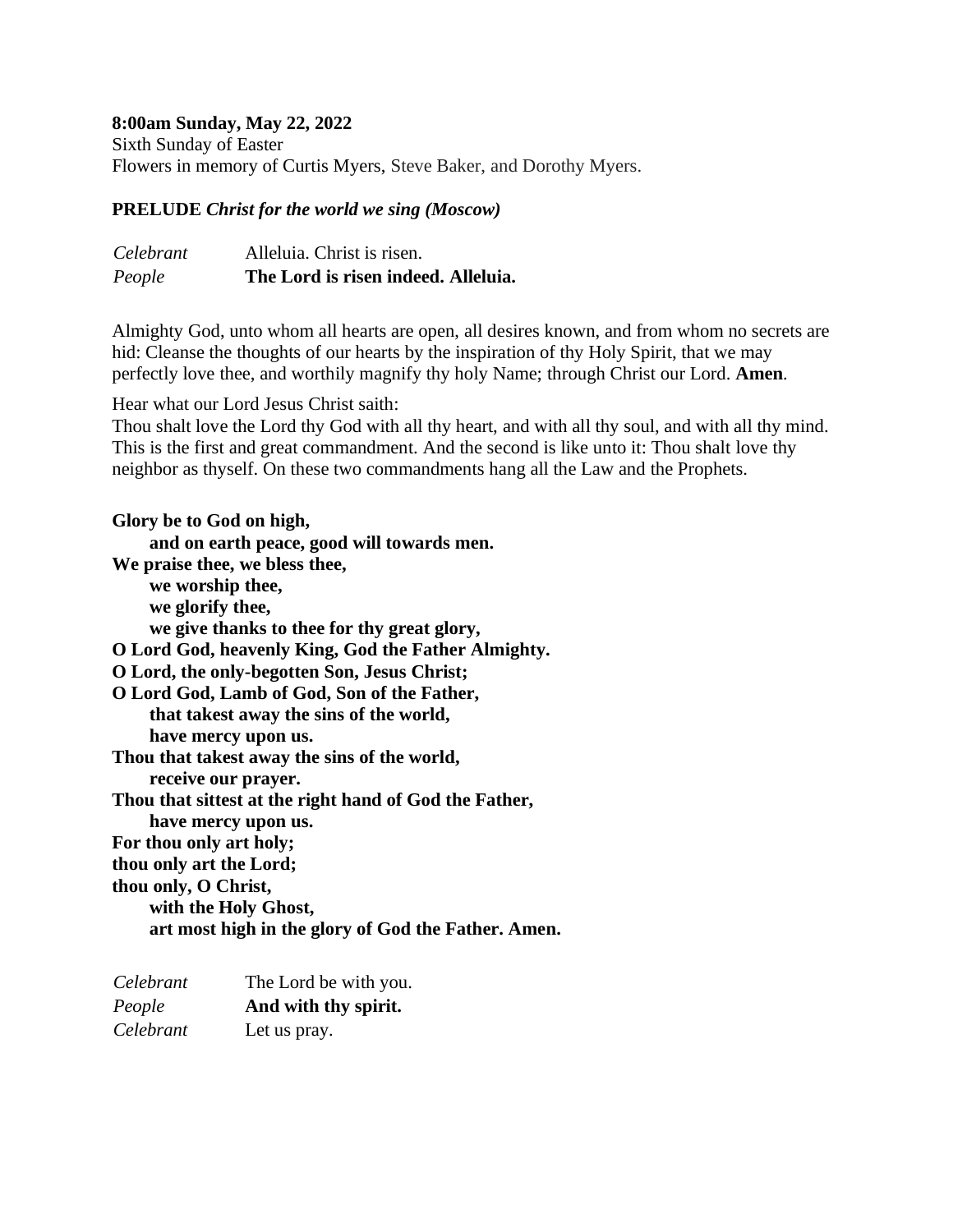**8:00am Sunday, May 22, 2022**
Sixth Sunday of Easter
Flowers in memory of Curtis Myers, Steve Baker, and Dorothy Myers.

**PRELUDE** ***Christ for the world we sing (Moscow)***

| | |
|---|---|
| *Celebrant* | Alleluia. Christ is risen. |
| *People* | **The Lord is risen indeed. Alleluia.** |

Almighty God, unto whom all hearts are open, all desires known, and from whom no secrets are hid: Cleanse the thoughts of our hearts by the inspiration of thy Holy Spirit, that we may perfectly love thee, and worthily magnify thy holy Name; through Christ our Lord. **Amen**.

Hear what our Lord Jesus Christ saith:
Thou shalt love the Lord thy God with all thy heart, and with all thy soul, and with all thy mind. This is the first and great commandment. And the second is like unto it: Thou shalt love thy neighbor as thyself. On these two commandments hang all the Law and the Prophets.

**Glory be to God on high,**
**and on earth peace, good will towards men.**
**We praise thee, we bless thee,**
**we worship thee,**
**we glorify thee,**
**we give thanks to thee for thy great glory,**
**O Lord God, heavenly King, God the Father Almighty.**
**O Lord, the only-begotten Son, Jesus Christ;**
**O Lord God, Lamb of God, Son of the Father,**
**that takest away the sins of the world,**
**have mercy upon us.**
**Thou that takest away the sins of the world,**
**receive our prayer.**
**Thou that sittest at the right hand of God the Father,**
**have mercy upon us.**
**For thou only art holy;**
**thou only art the Lord;**
**thou only, O Christ,**
**with the Holy Ghost,**
**art most high in the glory of God the Father. Amen.**

| | |
|---|---|
| *Celebrant* | The Lord be with you. |
| *People* | **And with thy spirit.** |
| *Celebrant* | Let us pray. |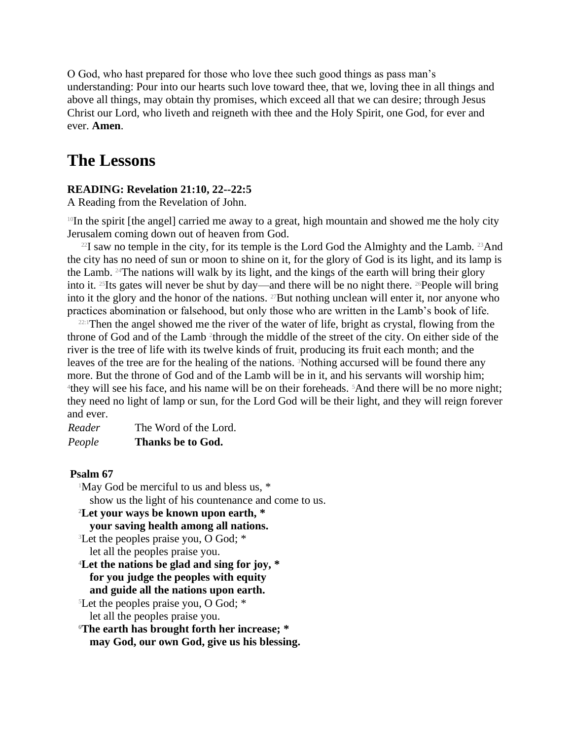O God, who hast prepared for those who love thee such good things as pass man's understanding: Pour into our hearts such love toward thee, that we, loving thee in all things and above all things, may obtain thy promises, which exceed all that we can desire; through Jesus Christ our Lord, who liveth and reigneth with thee and the Holy Spirit, one God, for ever and ever. **Amen**.

# The Lessons

**READING: Revelation 21:10, 22--22:5**

A Reading from the Revelation of John.

[10]In the spirit [the angel] carried me away to a great, high mountain and showed me the holy city Jerusalem coming down out of heaven from God.

[22]I saw no temple in the city, for its temple is the Lord God the Almighty and the Lamb. [23]And the city has no need of sun or moon to shine on it, for the glory of God is its light, and its lamp is the Lamb. [24]The nations will walk by its light, and the kings of the earth will bring their glory into it. [25]Its gates will never be shut by day—and there will be no night there. [26]People will bring into it the glory and the honor of the nations. [27]But nothing unclean will enter it, nor anyone who practices abomination or falsehood, but only those who are written in the Lamb's book of life.

[22:1]Then the angel showed me the river of the water of life, bright as crystal, flowing from the throne of God and of the Lamb [2]through the middle of the street of the city. On either side of the river is the tree of life with its twelve kinds of fruit, producing its fruit each month; and the leaves of the tree are for the healing of the nations. [3]Nothing accursed will be found there any more. But the throne of God and of the Lamb will be in it, and his servants will worship him; [4]they will see his face, and his name will be on their foreheads. [5]And there will be no more night; they need no light of lamp or sun, for the Lord God will be their light, and they will reign forever and ever.

*Reader* The Word of the Lord.
*People* **Thanks be to God.**

**Psalm 67**

[1]May God be merciful to us and bless us, *
show us the light of his countenance and come to us.

[2]**Let your ways be known upon earth, ***
**your saving health among all nations.**

[3]Let the peoples praise you, O God; *
let all the peoples praise you.

[4]**Let the nations be glad and sing for joy, ***
**for you judge the peoples with equity**
**and guide all the nations upon earth.**

[5]Let the peoples praise you, O God; *
let all the peoples praise you.

[6]**The earth has brought forth her increase; ***
**may God, our own God, give us his blessing.**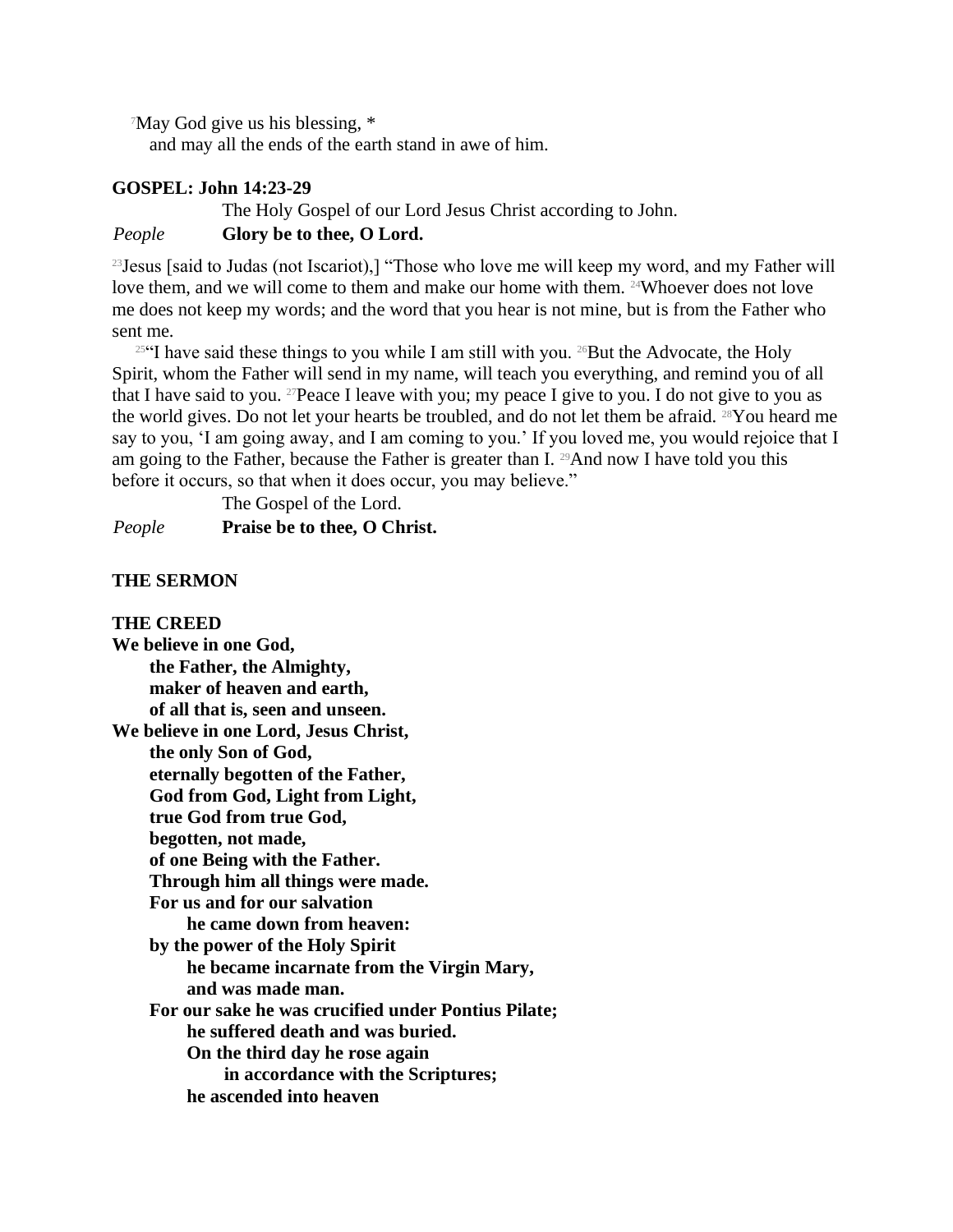[7]May God give us his blessing, *
and may all the ends of the earth stand in awe of him.

**GOSPEL: John 14:23-29**

The Holy Gospel of our Lord Jesus Christ according to John.

*People* **Glory be to thee, O Lord.**

[23]Jesus [said to Judas (not Iscariot),] "Those who love me will keep my word, and my Father will love them, and we will come to them and make our home with them. [24]Whoever does not love me does not keep my words; and the word that you hear is not mine, but is from the Father who sent me.

[25]"I have said these things to you while I am still with you. [26]But the Advocate, the Holy Spirit, whom the Father will send in my name, will teach you everything, and remind you of all that I have said to you. [27]Peace I leave with you; my peace I give to you. I do not give to you as the world gives. Do not let your hearts be troubled, and do not let them be afraid. [28]You heard me say to you, 'I am going away, and I am coming to you.' If you loved me, you would rejoice that I am going to the Father, because the Father is greater than I. [29]And now I have told you this before it occurs, so that when it does occur, you may believe."

The Gospel of the Lord.

*People* **Praise be to thee, O Christ.**

**THE SERMON**

**THE CREED**

**We believe in one God,**
**the Father, the Almighty,**
**maker of heaven and earth,**
**of all that is, seen and unseen.**
**We believe in one Lord, Jesus Christ,**
**the only Son of God,**
**eternally begotten of the Father,**
**God from God, Light from Light,**
**true God from true God,**
**begotten, not made,**
**of one Being with the Father.**
**Through him all things were made.**
**For us and for our salvation**
**he came down from heaven:**
**by the power of the Holy Spirit**
**he became incarnate from the Virgin Mary,**
**and was made man.**
**For our sake he was crucified under Pontius Pilate;**
**he suffered death and was buried.**
**On the third day he rose again**
**in accordance with the Scriptures;**
**he ascended into heaven**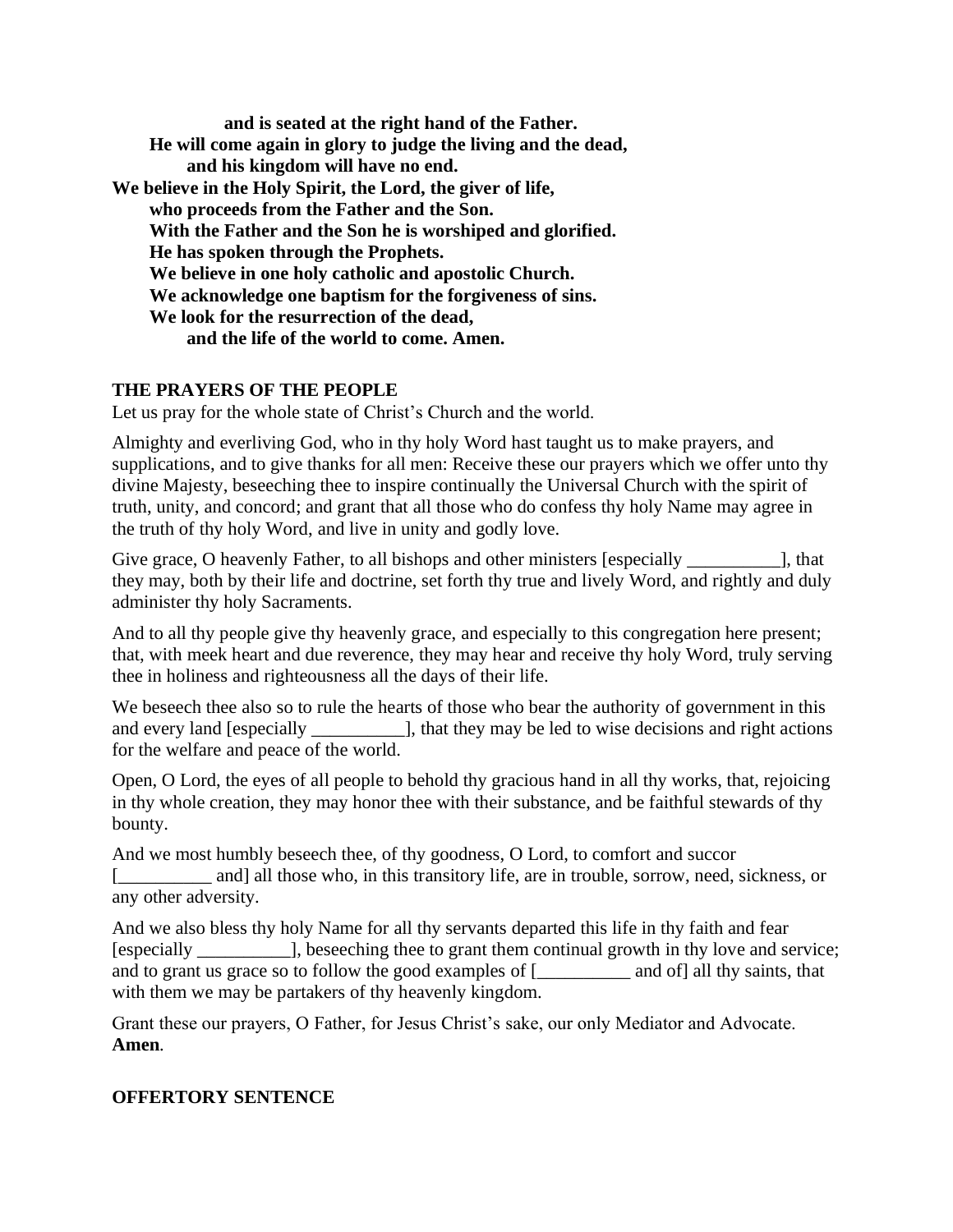**and is seated at the right hand of the Father.**
**He will come again in glory to judge the living and the dead,**
**and his kingdom will have no end.**
**We believe in the Holy Spirit, the Lord, the giver of life,**
**who proceeds from the Father and the Son.**
**With the Father and the Son he is worshiped and glorified.**
**He has spoken through the Prophets.**
**We believe in one holy catholic and apostolic Church.**
**We acknowledge one baptism for the forgiveness of sins.**
**We look for the resurrection of the dead,**
**and the life of the world to come. Amen.**

### THE PRAYERS OF THE PEOPLE

Let us pray for the whole state of Christ's Church and the world.

Almighty and everliving God, who in thy holy Word hast taught us to make prayers, and supplications, and to give thanks for all men: Receive these our prayers which we offer unto thy divine Majesty, beseeching thee to inspire continually the Universal Church with the spirit of truth, unity, and concord; and grant that all those who do confess thy holy Name may agree in the truth of thy holy Word, and live in unity and godly love.

Give grace, O heavenly Father, to all bishops and other ministers [especially __________], that they may, both by their life and doctrine, set forth thy true and lively Word, and rightly and duly administer thy holy Sacraments.

And to all thy people give thy heavenly grace, and especially to this congregation here present; that, with meek heart and due reverence, they may hear and receive thy holy Word, truly serving thee in holiness and righteousness all the days of their life.

We beseech thee also so to rule the hearts of those who bear the authority of government in this and every land [especially __________], that they may be led to wise decisions and right actions for the welfare and peace of the world.

Open, O Lord, the eyes of all people to behold thy gracious hand in all thy works, that, rejoicing in thy whole creation, they may honor thee with their substance, and be faithful stewards of thy bounty.

And we most humbly beseech thee, of thy goodness, O Lord, to comfort and succor [__________ and] all those who, in this transitory life, are in trouble, sorrow, need, sickness, or any other adversity.

And we also bless thy holy Name for all thy servants departed this life in thy faith and fear [especially __________], beseeching thee to grant them continual growth in thy love and service; and to grant us grace so to follow the good examples of [__________ and of] all thy saints, that with them we may be partakers of thy heavenly kingdom.

Grant these our prayers, O Father, for Jesus Christ's sake, our only Mediator and Advocate. **Amen**.

### OFFERTORY SENTENCE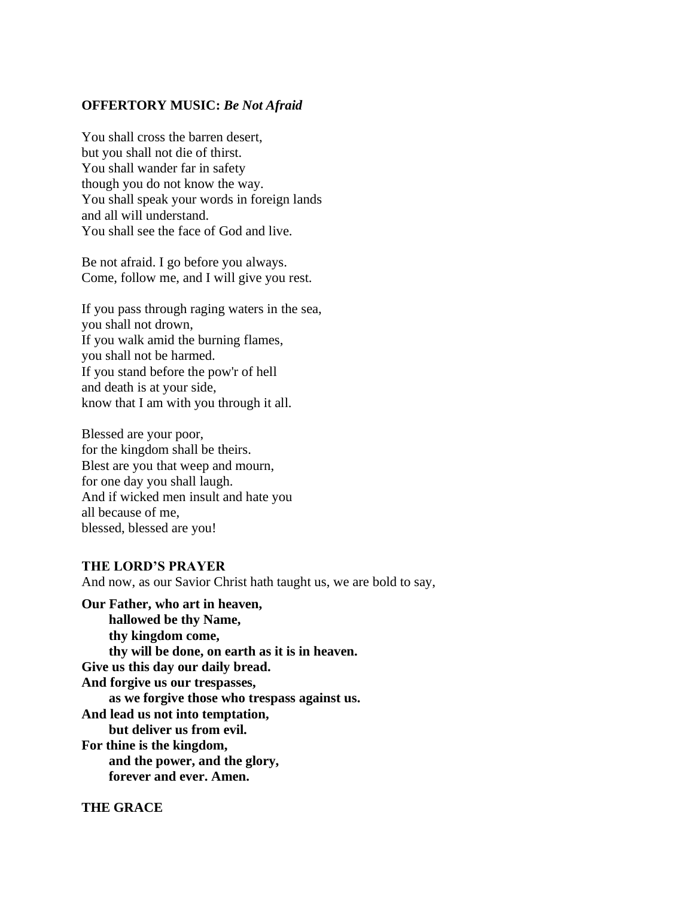**OFFERTORY MUSIC:** ***Be Not Afraid***

You shall cross the barren desert,
but you shall not die of thirst.
You shall wander far in safety
though you do not know the way.
You shall speak your words in foreign lands
and all will understand.
You shall see the face of God and live.

Be not afraid. I go before you always.
Come, follow me, and I will give you rest.

If you pass through raging waters in the sea,
you shall not drown,
If you walk amid the burning flames,
you shall not be harmed.
If you stand before the pow'r of hell
and death is at your side,
know that I am with you through it all.

Blessed are your poor,
for the kingdom shall be theirs.
Blest are you that weep and mourn,
for one day you shall laugh.
And if wicked men insult and hate you
all because of me,
blessed, blessed are you!

**THE LORD'S PRAYER**

And now, as our Savior Christ hath taught us, we are bold to say,

**Our Father, who art in heaven,**
**hallowed be thy Name,**
**thy kingdom come,**
**thy will be done, on earth as it is in heaven.**
**Give us this day our daily bread.**
**And forgive us our trespasses,**
**as we forgive those who trespass against us.**
**And lead us not into temptation,**
**but deliver us from evil.**
**For thine is the kingdom,**
**and the power, and the glory,**
**forever and ever. Amen.**

**THE GRACE**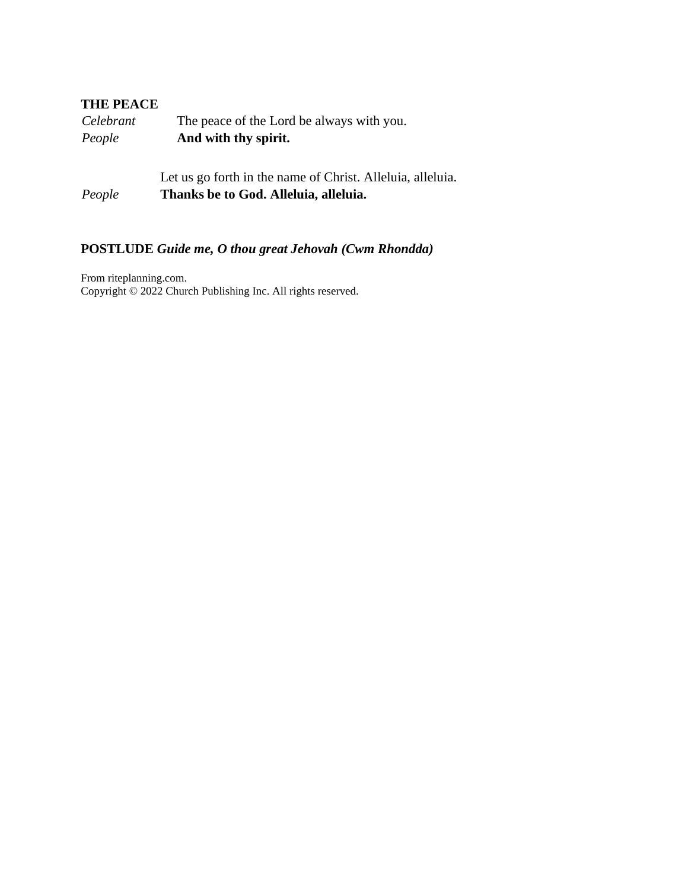**THE PEACE**

*Celebrant* The peace of the Lord be always with you.

*People* **And with thy spirit.**

Let us go forth in the name of Christ. Alleluia, alleluia.

*People* **Thanks be to God. Alleluia, alleluia.**

**POSTLUDE** ***Guide me, O thou great Jehovah (Cwm Rhondda)***

From riteplanning.com.
Copyright © 2022 Church Publishing Inc. All rights reserved.